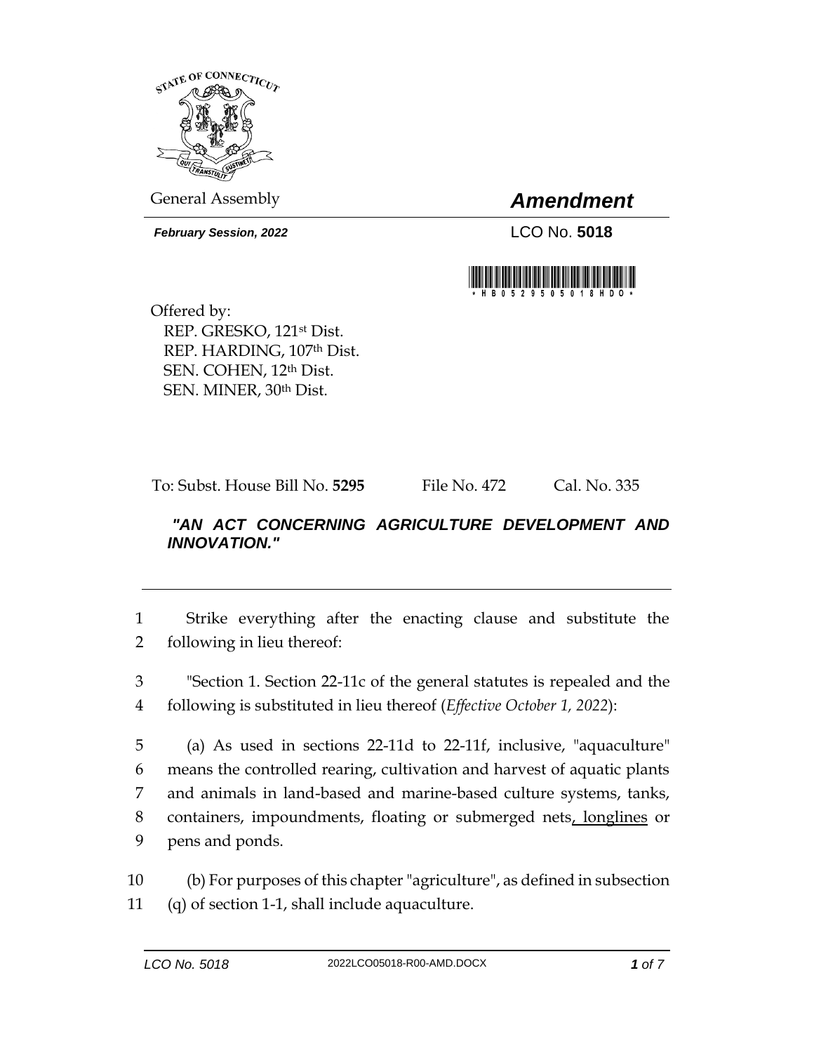General Assembly

# *Amendment*

***February Session, 2022***

LCO No. **5018**

Offered by:
REP. GRESKO, 121st Dist.
REP. HARDING, 107th Dist.
SEN. COHEN, 12th Dist.
SEN. MINER, 30th Dist.

To: Subst. House Bill No. **5295** File No. 472 Cal. No. 335

***"AN ACT CONCERNING AGRICULTURE DEVELOPMENT AND INNOVATION."***

---

1 Strike everything after the enacting clause and substitute the
2 following in lieu thereof:

3 "Section 1. Section 22-11c of the general statutes is repealed and the
4 following is substituted in lieu thereof (*Effective October 1, 2022*):

5 (a) As used in sections 22-11d to 22-11f, inclusive, "aquaculture"
6 means the controlled rearing, cultivation and harvest of aquatic plants
7 and animals in land-based and marine-based culture systems, tanks,
8 containers, impoundments, floating or submerged nets, longlines or
9 pens and ponds.

10 (b) For purposes of this chapter "agriculture", as defined in subsection
11 (q) of section 1-1, shall include aquaculture.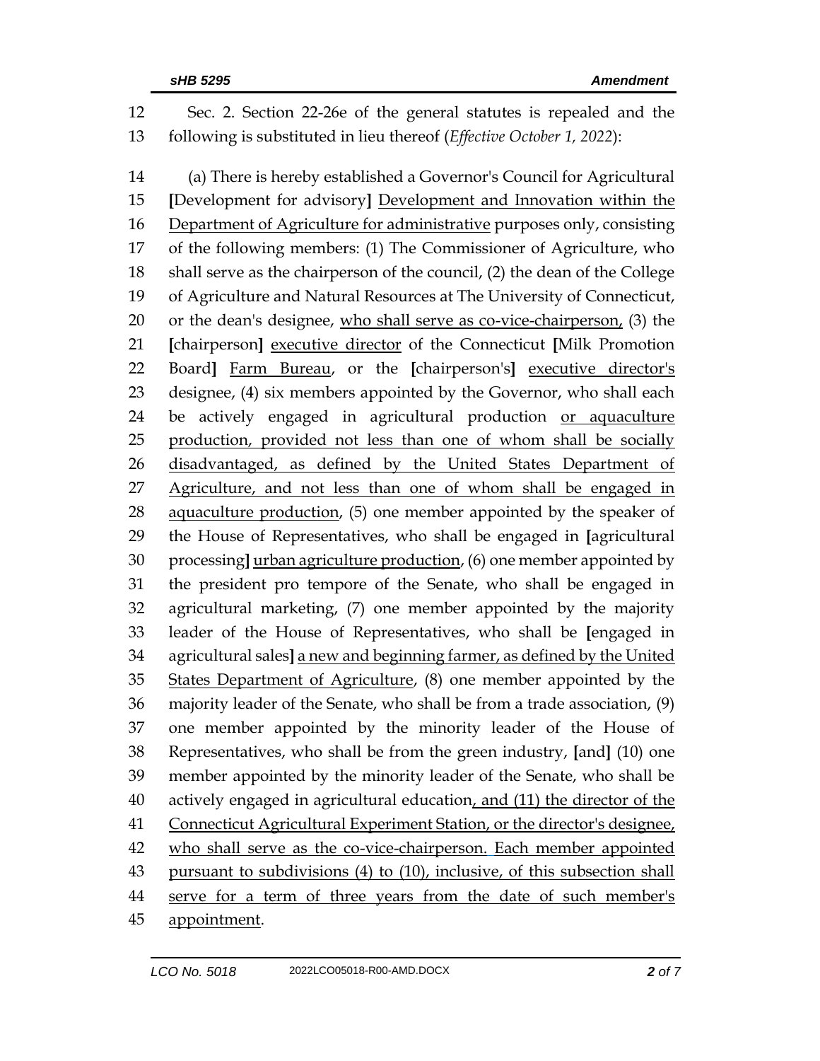12 Sec. 2. Section 22-26e of the general statutes is repealed and the
13 following is substituted in lieu thereof (*Effective October 1, 2022*):

14 (a) There is hereby established a Governor's Council for Agricultural
15 **[**Development for advisory**]** Development and Innovation within the
16 Department of Agriculture for administrative purposes only, consisting
17 of the following members: (1) The Commissioner of Agriculture, who
18 shall serve as the chairperson of the council, (2) the dean of the College
19 of Agriculture and Natural Resources at The University of Connecticut,
20 or the dean's designee, who shall serve as co-vice-chairperson, (3) the
21 **[**chairperson**]** executive director of the Connecticut **[**Milk Promotion
22 Board**]** Farm Bureau, or the **[**chairperson's**]** executive director's
23 designee, (4) six members appointed by the Governor, who shall each
24 be actively engaged in agricultural production or aquaculture
25 production, provided not less than one of whom shall be socially
26 disadvantaged, as defined by the United States Department of
27 Agriculture, and not less than one of whom shall be engaged in
28 aquaculture production, (5) one member appointed by the speaker of
29 the House of Representatives, who shall be engaged in **[**agricultural
30 processing**]** urban agriculture production, (6) one member appointed by
31 the president pro tempore of the Senate, who shall be engaged in
32 agricultural marketing, (7) one member appointed by the majority
33 leader of the House of Representatives, who shall be **[**engaged in
34 agricultural sales**]** a new and beginning farmer, as defined by the United
35 States Department of Agriculture, (8) one member appointed by the
36 majority leader of the Senate, who shall be from a trade association, (9)
37 one member appointed by the minority leader of the House of
38 Representatives, who shall be from the green industry, **[**and**]** (10) one
39 member appointed by the minority leader of the Senate, who shall be
40 actively engaged in agricultural education, and (11) the director of the
41 Connecticut Agricultural Experiment Station, or the director's designee,
42 who shall serve as the co-vice-chairperson. Each member appointed
43 pursuant to subdivisions (4) to (10), inclusive, of this subsection shall
44 serve for a term of three years from the date of such member's
45 appointment.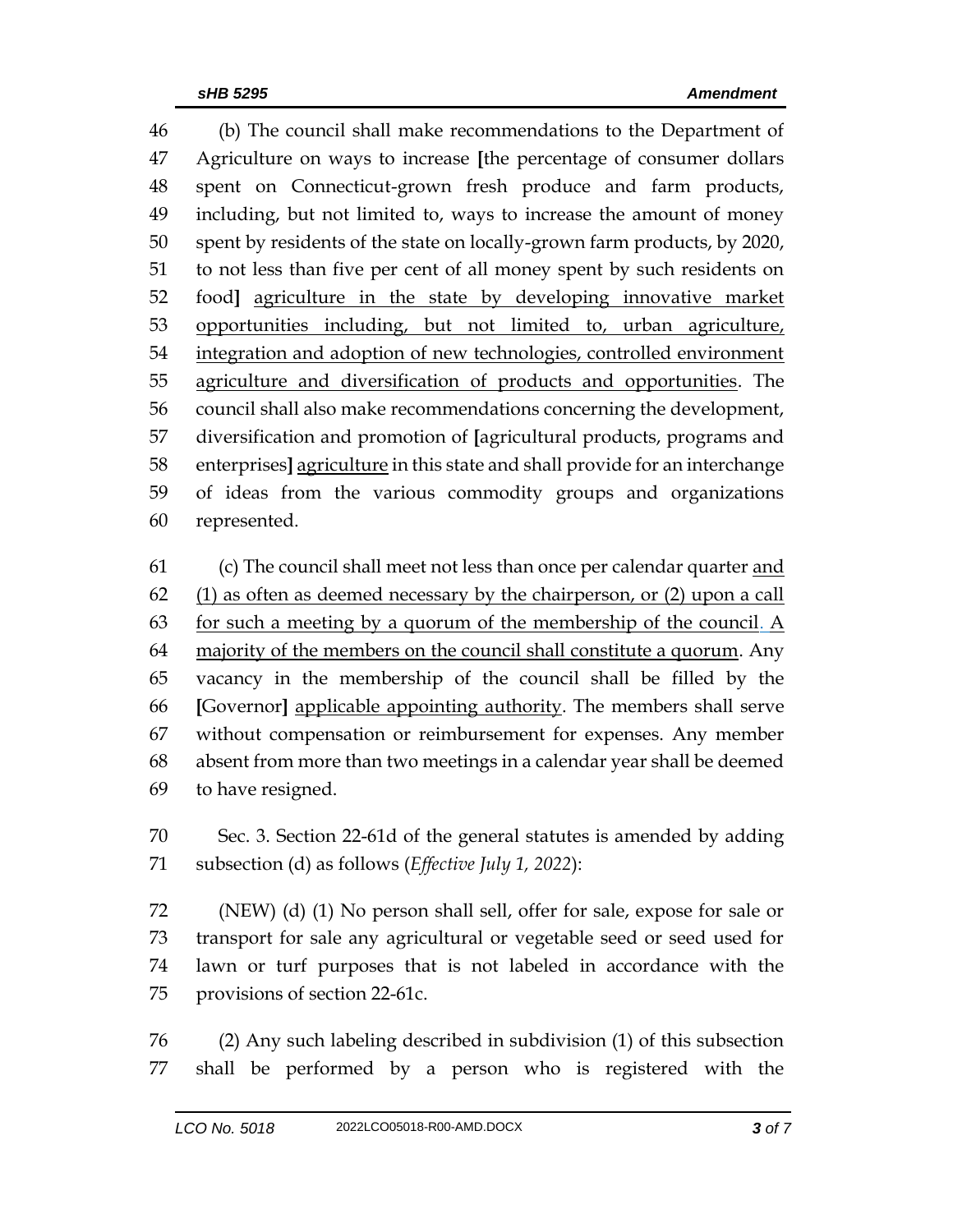(b) The council shall make recommendations to the Department of Agriculture on ways to increase [the percentage of consumer dollars spent on Connecticut-grown fresh produce and farm products, including, but not limited to, ways to increase the amount of money spent by residents of the state on locally-grown farm products, by 2020, to not less than five per cent of all money spent by such residents on food] <u>agriculture in the state by developing innovative market opportunities including, but not limited to, urban agriculture, integration and adoption of new technologies, controlled environment agriculture and diversification of products and opportunities</u>. The council shall also make recommendations concerning the development, diversification and promotion of [agricultural products, programs and enterprises] <u>agriculture</u> in this state and shall provide for an interchange of ideas from the various commodity groups and organizations represented.

(c) The council shall meet not less than once per calendar quarter <u>and (1) as often as deemed necessary by the chairperson, or (2) upon a call for such a meeting by a quorum of the membership of the council. A majority of the members on the council shall constitute a quorum</u>. Any vacancy in the membership of the council shall be filled by the [Governor] <u>applicable appointing authority</u>. The members shall serve without compensation or reimbursement for expenses. Any member absent from more than two meetings in a calendar year shall be deemed to have resigned.

Sec. 3. Section 22-61d of the general statutes is amended by adding subsection (d) as follows (*Effective July 1, 2022*):

(NEW) (d) (1) No person shall sell, offer for sale, expose for sale or transport for sale any agricultural or vegetable seed or seed used for lawn or turf purposes that is not labeled in accordance with the provisions of section 22-61c.

(2) Any such labeling described in subdivision (1) of this subsection shall be performed by a person who is registered with the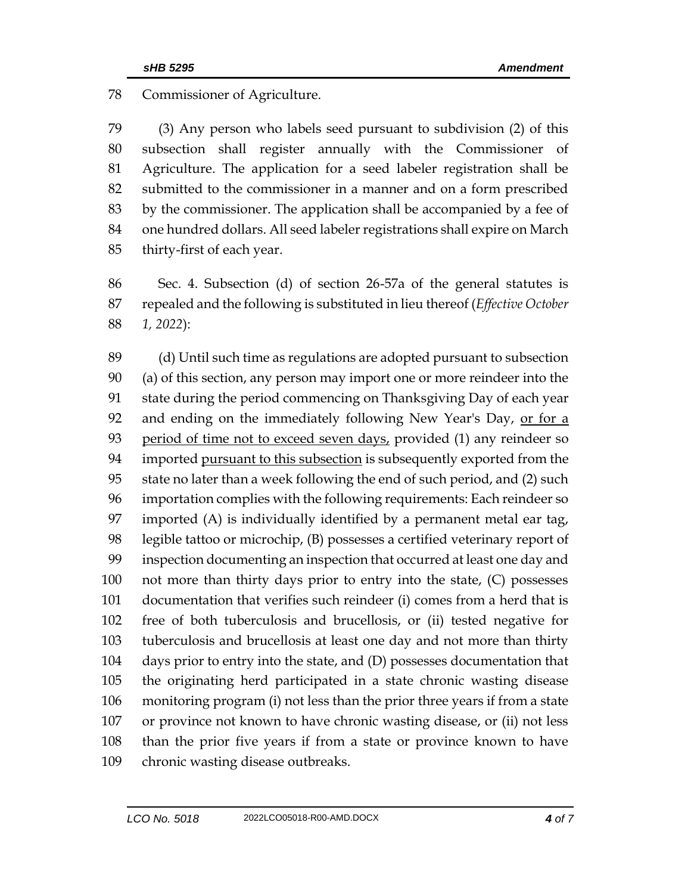Commissioner of Agriculture.

(3) Any person who labels seed pursuant to subdivision (2) of this subsection shall register annually with the Commissioner of Agriculture. The application for a seed labeler registration shall be submitted to the commissioner in a manner and on a form prescribed by the commissioner. The application shall be accompanied by a fee of one hundred dollars. All seed labeler registrations shall expire on March thirty-first of each year.

Sec. 4. Subsection (d) of section 26-57a of the general statutes is repealed and the following is substituted in lieu thereof (*Effective October 1, 2022*):

(d) Until such time as regulations are adopted pursuant to subsection (a) of this section, any person may import one or more reindeer into the state during the period commencing on Thanksgiving Day of each year and ending on the immediately following New Year's Day, <u>or for a period of time not to exceed seven days,</u> provided (1) any reindeer so imported <u>pursuant to this subsection</u> is subsequently exported from the state no later than a week following the end of such period, and (2) such importation complies with the following requirements: Each reindeer so imported (A) is individually identified by a permanent metal ear tag, legible tattoo or microchip, (B) possesses a certified veterinary report of inspection documenting an inspection that occurred at least one day and not more than thirty days prior to entry into the state, (C) possesses documentation that verifies such reindeer (i) comes from a herd that is free of both tuberculosis and brucellosis, or (ii) tested negative for tuberculosis and brucellosis at least one day and not more than thirty days prior to entry into the state, and (D) possesses documentation that the originating herd participated in a state chronic wasting disease monitoring program (i) not less than the prior three years if from a state or province not known to have chronic wasting disease, or (ii) not less than the prior five years if from a state or province known to have chronic wasting disease outbreaks.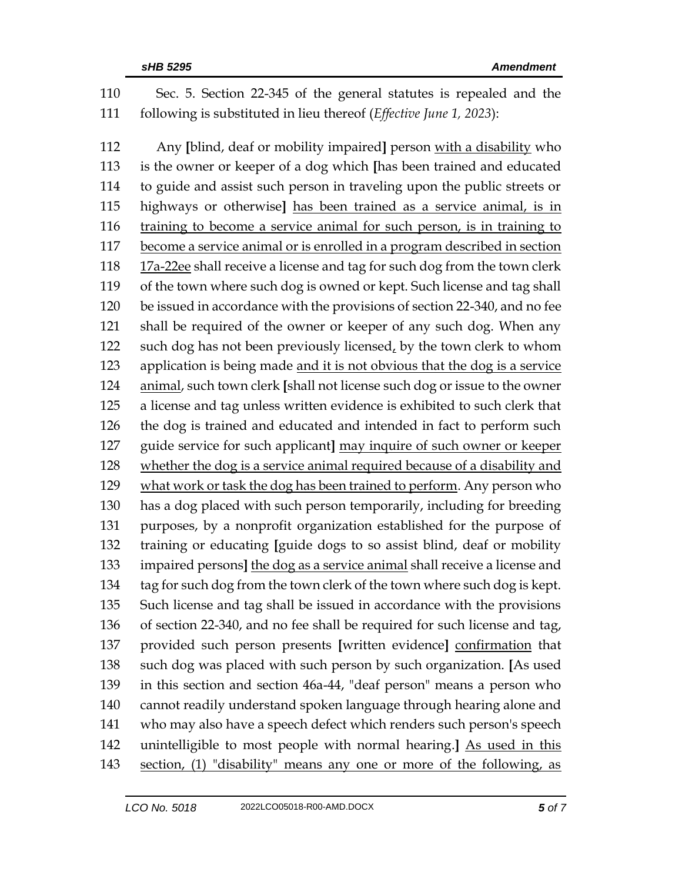110 Sec. 5. Section 22-345 of the general statutes is repealed and the
111 following is substituted in lieu thereof (*Effective June 1, 2023*):

112 Any **[**blind, deaf or mobility impaired**]** person <u>with a disability</u> who
113 is the owner or keeper of a dog which **[**has been trained and educated
114 to guide and assist such person in traveling upon the public streets or
115 highways or otherwise**]** <u>has been trained as a service animal, is in</u>
116 <u>training to become a service animal for such person, is in training to</u>
117 <u>become a service animal or is enrolled in a program described in section</u>
118 <u>17a-22ee</u> shall receive a license and tag for such dog from the town clerk
119 of the town where such dog is owned or kept. Such license and tag shall
120 be issued in accordance with the provisions of section 22-340, and no fee
121 shall be required of the owner or keeper of any such dog. When any
122 such dog has not been previously licensed<u>,</u> by the town clerk to whom
123 application is being made <u>and it is not obvious that the dog is a service</u>
124 <u>animal</u>, such town clerk **[**shall not license such dog or issue to the owner
125 a license and tag unless written evidence is exhibited to such clerk that
126 the dog is trained and educated and intended in fact to perform such
127 guide service for such applicant**]** <u>may inquire of such owner or keeper</u>
128 <u>whether the dog is a service animal required because of a disability and</u>
129 <u>what work or task the dog has been trained to perform</u>. Any person who
130 has a dog placed with such person temporarily, including for breeding
131 purposes, by a nonprofit organization established for the purpose of
132 training or educating **[**guide dogs to so assist blind, deaf or mobility
133 impaired persons**]** <u>the dog as a service animal</u> shall receive a license and
134 tag for such dog from the town clerk of the town where such dog is kept.
135 Such license and tag shall be issued in accordance with the provisions
136 of section 22-340, and no fee shall be required for such license and tag,
137 provided such person presents **[**written evidence**]** <u>confirmation</u> that
138 such dog was placed with such person by such organization. **[**As used
139 in this section and section 46a-44, "deaf person" means a person who
140 cannot readily understand spoken language through hearing alone and
141 who may also have a speech defect which renders such person's speech
142 unintelligible to most people with normal hearing.**]** <u>As used in this</u>
143 <u>section, (1) "disability" means any one or more of the following, as</u>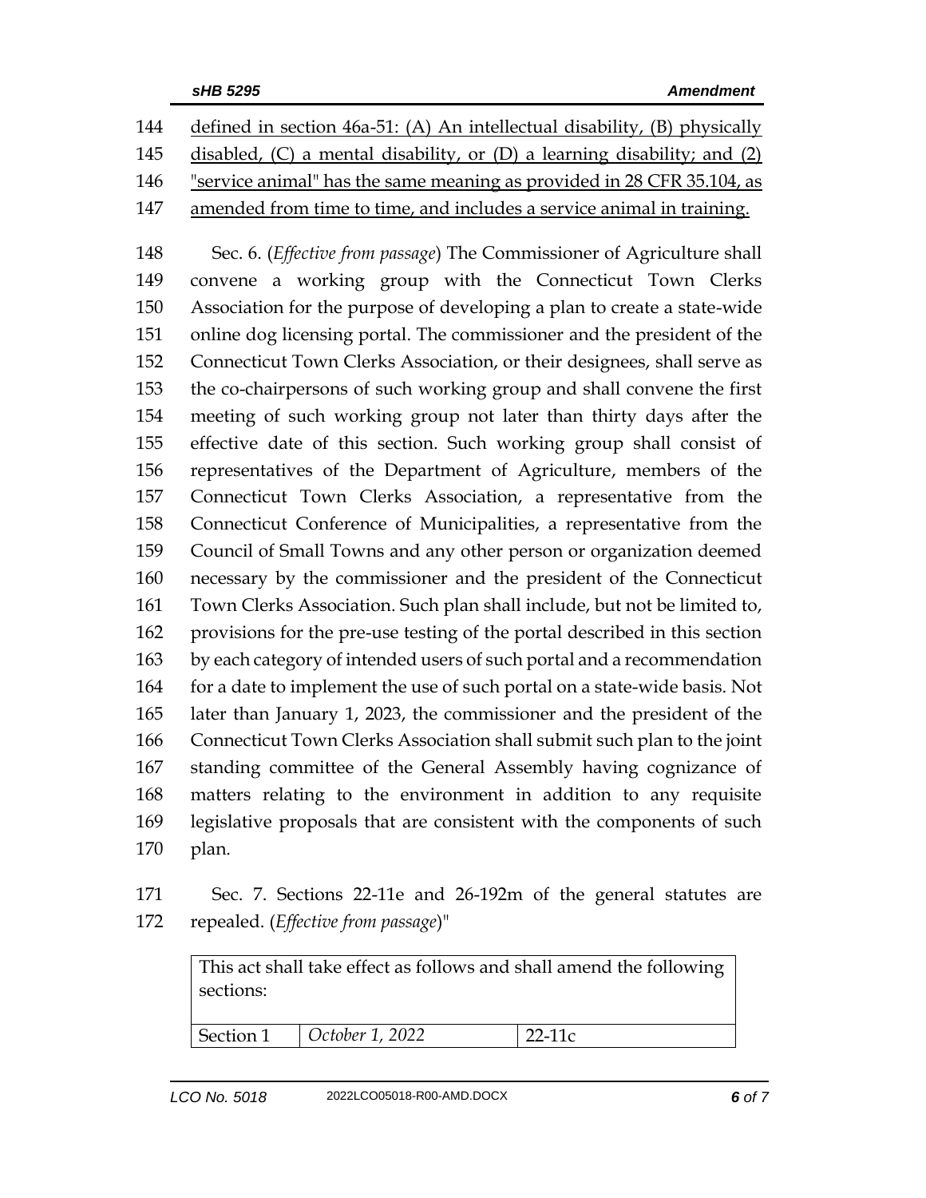144 defined in section 46a-51: (A) An intellectual disability, (B) physically
145 disabled, (C) a mental disability, or (D) a learning disability; and (2)
146 "service animal" has the same meaning as provided in 28 CFR 35.104, as
147 amended from time to time, and includes a service animal in training.

148 Sec. 6. (*Effective from passage*) The Commissioner of Agriculture shall
149 convene a working group with the Connecticut Town Clerks
150 Association for the purpose of developing a plan to create a state-wide
151 online dog licensing portal. The commissioner and the president of the
152 Connecticut Town Clerks Association, or their designees, shall serve as
153 the co-chairpersons of such working group and shall convene the first
154 meeting of such working group not later than thirty days after the
155 effective date of this section. Such working group shall consist of
156 representatives of the Department of Agriculture, members of the
157 Connecticut Town Clerks Association, a representative from the
158 Connecticut Conference of Municipalities, a representative from the
159 Council of Small Towns and any other person or organization deemed
160 necessary by the commissioner and the president of the Connecticut
161 Town Clerks Association. Such plan shall include, but not be limited to,
162 provisions for the pre-use testing of the portal described in this section
163 by each category of intended users of such portal and a recommendation
164 for a date to implement the use of such portal on a state-wide basis. Not
165 later than January 1, 2023, the commissioner and the president of the
166 Connecticut Town Clerks Association shall submit such plan to the joint
167 standing committee of the General Assembly having cognizance of
168 matters relating to the environment in addition to any requisite
169 legislative proposals that are consistent with the components of such
170 plan.

171 Sec. 7. Sections 22-11e and 26-192m of the general statutes are
172 repealed. (*Effective from passage*)"

| This act shall take effect as follows and shall amend the following sections: | | |
|---|---|---|
| Section 1 | *October 1, 2022* | 22-11c |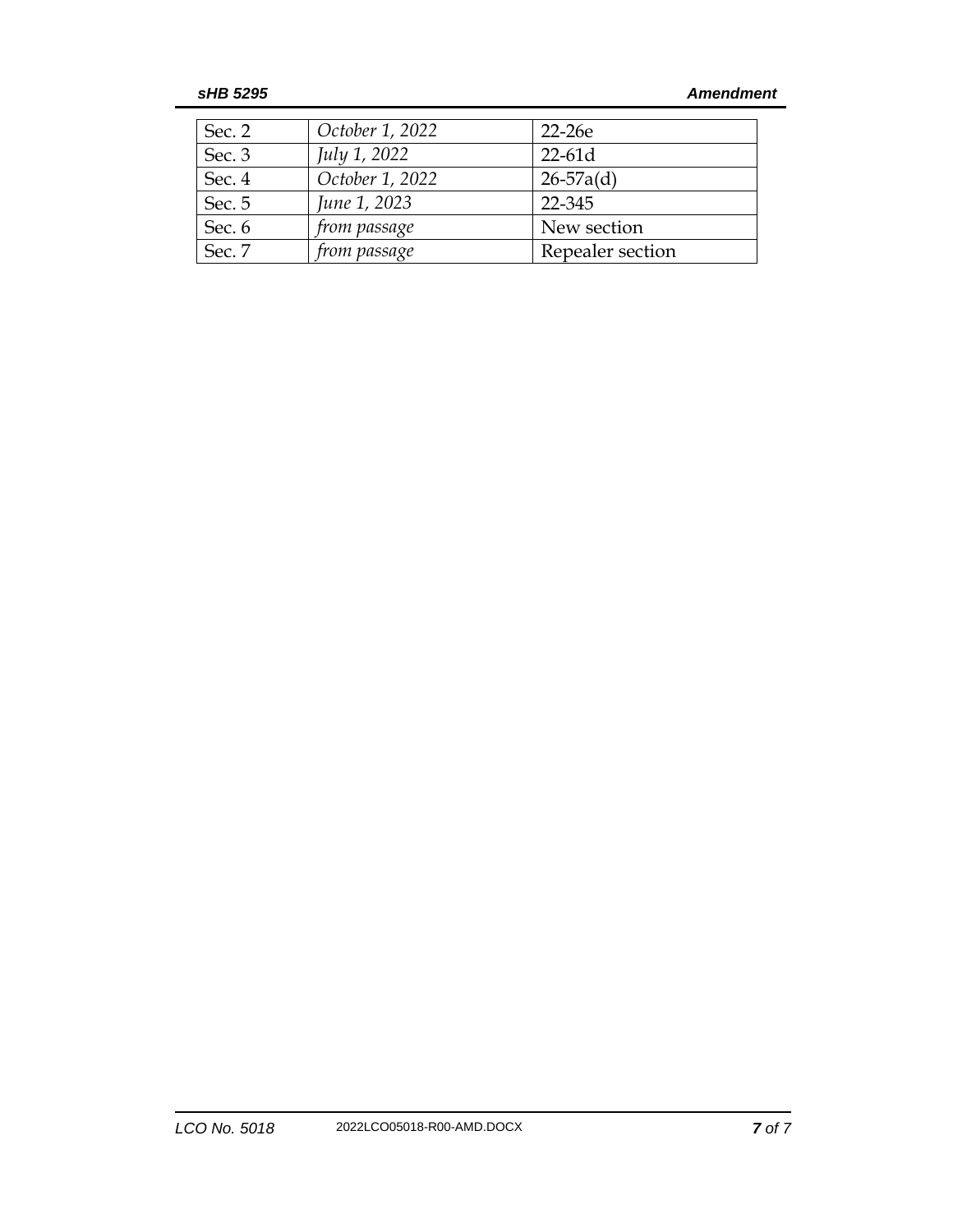| | | |
|---|---|---|
| Sec. 2 | *October 1, 2022* | 22-26e |
| Sec. 3 | *July 1, 2022* | 22-61d |
| Sec. 4 | *October 1, 2022* | 26-57a(d) |
| Sec. 5 | *June 1, 2023* | 22-345 |
| Sec. 6 | *from passage* | New section |
| Sec. 7 | *from passage* | Repealer section |